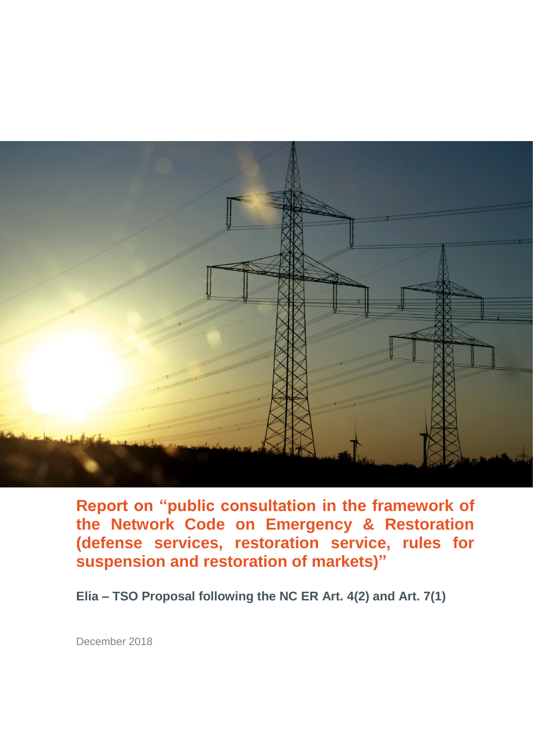# Report on "public consultation in the framework of the Network Code on Emergency & Restoration (defense services, restoration service, rules for suspension and restoration of markets)"

**Elia – TSO Proposal following the NC ER Art. 4(2) and Art. 7(1)**

December 2018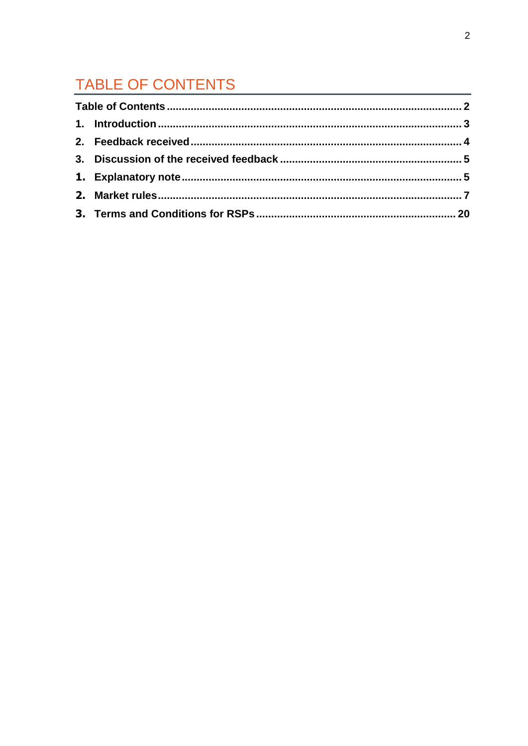# TABLE OF CONTENTS

**Table of Contents** ........................................................................................ **2**

**1. Introduction** ................................................................................................ **3**

**2. Feedback received** ...................................................................................... **4**

**3. Discussion of the received feedback** ......................................................... **5**

**1. Explanatory note** ......................................................................................... **5**

**2. Market rules** ................................................................................................. **7**

**3. Terms and Conditions for RSPs** .................................................................. **20**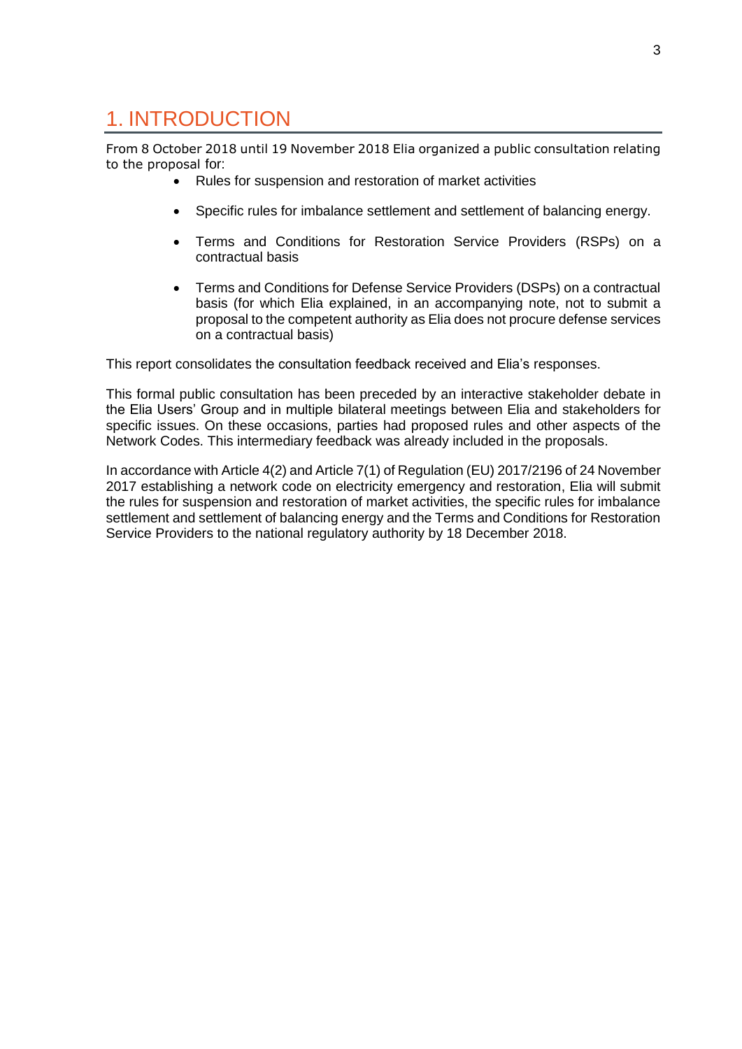# 1. INTRODUCTION

From 8 October 2018 until 19 November 2018 Elia organized a public consultation relating to the proposal for:

- Rules for suspension and restoration of market activities
- Specific rules for imbalance settlement and settlement of balancing energy.
- Terms and Conditions for Restoration Service Providers (RSPs) on a contractual basis
- Terms and Conditions for Defense Service Providers (DSPs) on a contractual basis (for which Elia explained, in an accompanying note, not to submit a proposal to the competent authority as Elia does not procure defense services on a contractual basis)

This report consolidates the consultation feedback received and Elia's responses.

This formal public consultation has been preceded by an interactive stakeholder debate in the Elia Users' Group and in multiple bilateral meetings between Elia and stakeholders for specific issues. On these occasions, parties had proposed rules and other aspects of the Network Codes. This intermediary feedback was already included in the proposals.

In accordance with Article 4(2) and Article 7(1) of Regulation (EU) 2017/2196 of 24 November 2017 establishing a network code on electricity emergency and restoration, Elia will submit the rules for suspension and restoration of market activities, the specific rules for imbalance settlement and settlement of balancing energy and the Terms and Conditions for Restoration Service Providers to the national regulatory authority by 18 December 2018.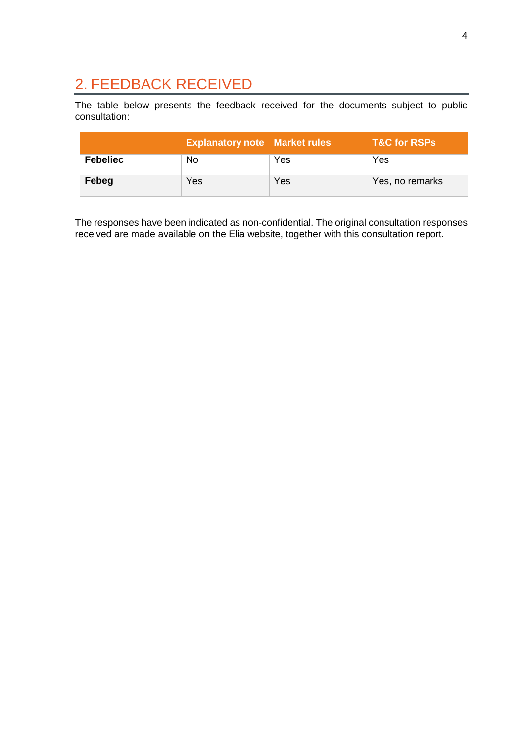## 2. FEEDBACK RECEIVED

The table below presents the feedback received for the documents subject to public consultation:

| | Explanatory note | Market rules | T&C for RSPs |
|---|---|---|---|
| **Febeliec** | No | Yes | Yes |
| **Febeg** | Yes | Yes | Yes, no remarks |

The responses have been indicated as non-confidential. The original consultation responses received are made available on the Elia website, together with this consultation report.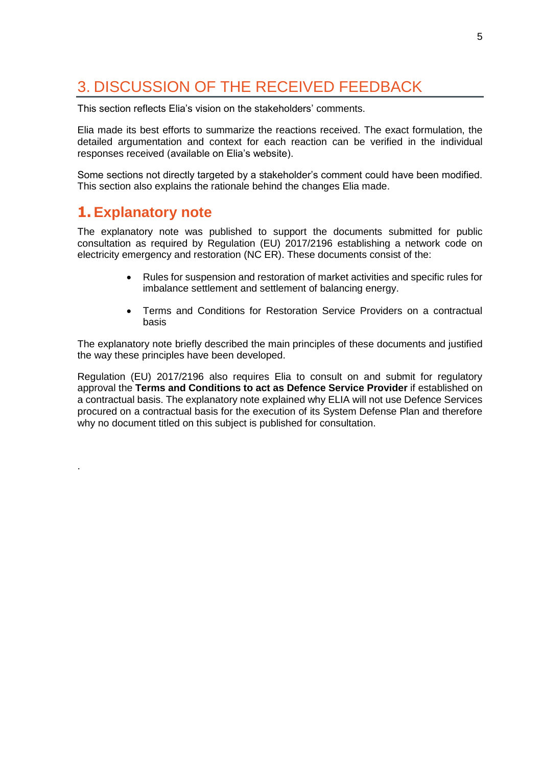# 3. DISCUSSION OF THE RECEIVED FEEDBACK

This section reflects Elia's vision on the stakeholders' comments.

Elia made its best efforts to summarize the reactions received. The exact formulation, the detailed argumentation and context for each reaction can be verified in the individual responses received (available on Elia's website).

Some sections not directly targeted by a stakeholder's comment could have been modified. This section also explains the rationale behind the changes Elia made.

## 1. Explanatory note

The explanatory note was published to support the documents submitted for public consultation as required by Regulation (EU) 2017/2196 establishing a network code on electricity emergency and restoration (NC ER). These documents consist of the:

- Rules for suspension and restoration of market activities and specific rules for imbalance settlement and settlement of balancing energy.
- Terms and Conditions for Restoration Service Providers on a contractual basis

The explanatory note briefly described the main principles of these documents and justified the way these principles have been developed.

Regulation (EU) 2017/2196 also requires Elia to consult on and submit for regulatory approval the **Terms and Conditions to act as Defence Service Provider** if established on a contractual basis. The explanatory note explained why ELIA will not use Defence Services procured on a contractual basis for the execution of its System Defense Plan and therefore why no document titled on this subject is published for consultation.

.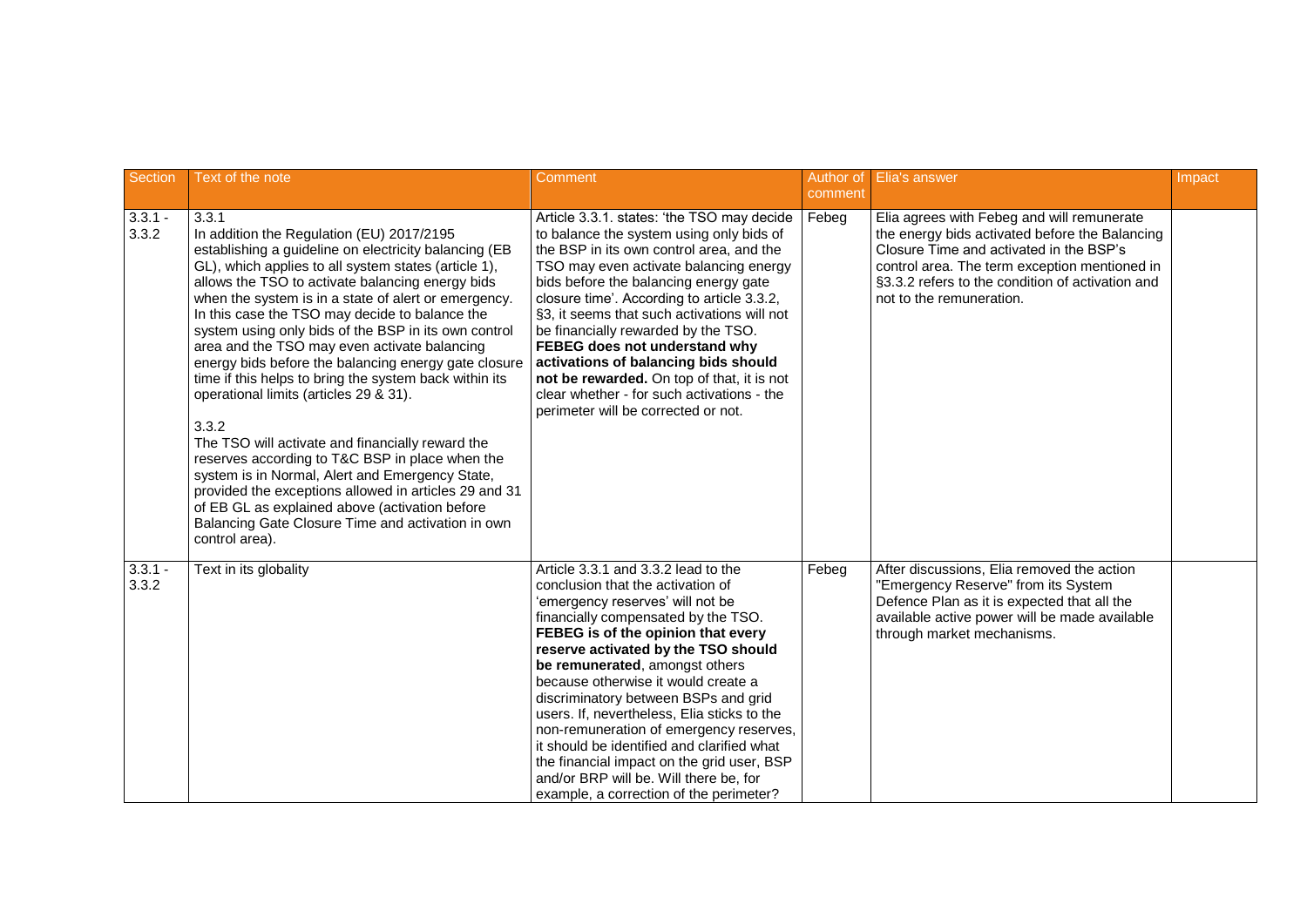| Section | Text of the note | Comment | Author of comment | Elia's answer | Impact |
|---|---|---|---|---|---|
| 3.3.1 - 3.3.2 | 3.3.1<br>In addition the Regulation (EU) 2017/2195 establishing a guideline on electricity balancing (EB GL), which applies to all system states (article 1), allows the TSO to activate balancing energy bids when the system is in a state of alert or emergency. In this case the TSO may decide to balance the system using only bids of the BSP in its own control area and the TSO may even activate balancing energy bids before the balancing energy gate closure time if this helps to bring the system back within its operational limits (articles 29 & 31).<br><br>3.3.2<br>The TSO will activate and financially reward the reserves according to T&C BSP in place when the system is in Normal, Alert and Emergency State, provided the exceptions allowed in articles 29 and 31 of EB GL as explained above (activation before Balancing Gate Closure Time and activation in own control area). | Article 3.3.1. states: 'the TSO may decide to balance the system using only bids of the BSP in its own control area, and the TSO may even activate balancing energy bids before the balancing energy gate closure time'. According to article 3.3.2, §3, it seems that such activations will not be financially rewarded by the TSO. **FEBEG does not understand why activations of balancing bids should not be rewarded.** On top of that, it is not clear whether - for such activations - the perimeter will be corrected or not. | Febeg | Elia agrees with Febeg and will remunerate the energy bids activated before the Balancing Closure Time and activated in the BSP's control area. The term exception mentioned in §3.3.2 refers to the condition of activation and not to the remuneration. | |
| 3.3.1 - 3.3.2 | Text in its globality | Article 3.3.1 and 3.3.2 lead to the conclusion that the activation of 'emergency reserves' will not be financially compensated by the TSO. **FEBEG is of the opinion that every reserve activated by the TSO should be remunerated**, amongst others because otherwise it would create a discriminatory between BSPs and grid users. If, nevertheless, Elia sticks to the non-remuneration of emergency reserves, it should be identified and clarified what the financial impact on the grid user, BSP and/or BRP will be. Will there be, for example, a correction of the perimeter? | Febeg | After discussions, Elia removed the action "Emergency Reserve" from its System Defence Plan as it is expected that all the available active power will be made available through market mechanisms. | |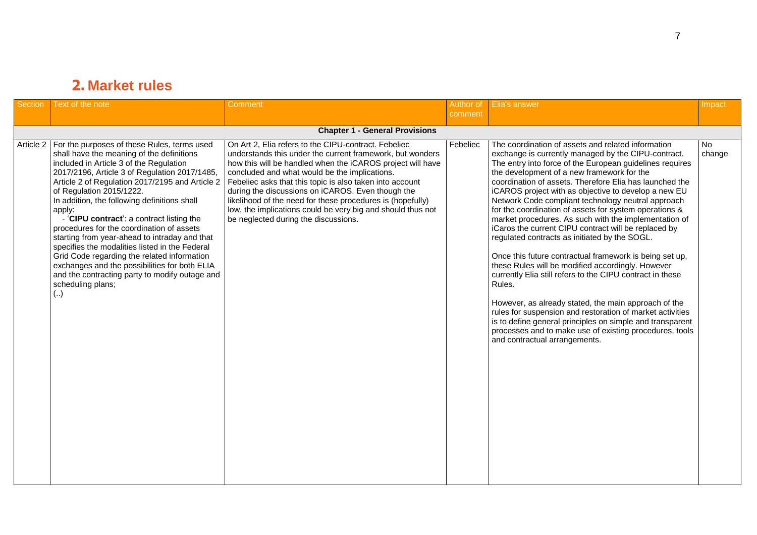## 2. Market rules

| Section | Text of the note | Comment | Author of comment | Elia's answer | Impact |
|---|---|---|---|---|---|
| **Chapter 1 - General Provisions** | | | | | |
| Article 2 | For the purposes of these Rules, terms used shall have the meaning of the definitions included in Article 3 of the Regulation 2017/2196, Article 3 of Regulation 2017/1485, Article 2 of Regulation 2017/2195 and Article 2 of Regulation 2015/1222.<br>In addition, the following definitions shall apply:<br>- '**CIPU contract**': a contract listing the procedures for the coordination of assets starting from year-ahead to intraday and that specifies the modalities listed in the Federal Grid Code regarding the related information exchanges and the possibilities for both ELIA and the contracting party to modify outage and scheduling plans;<br>(..) | On Art 2, Elia refers to the CIPU-contract. Febeliec understands this under the current framework, but wonders how this will be handled when the iCAROS project will have concluded and what would be the implications. Febeliec asks that this topic is also taken into account during the discussions on iCAROS. Even though the likelihood of the need for these procedures is (hopefully) low, the implications could be very big and should thus not be neglected during the discussions. | Febeliec | The coordination of assets and related information exchange is currently managed by the CIPU-contract. The entry into force of the European guidelines requires the development of a new framework for the coordination of assets. Therefore Elia has launched the iCAROS project with as objective to develop a new EU Network Code compliant technology neutral approach for the coordination of assets for system operations & market procedures. As such with the implementation of iCaros the current CIPU contract will be replaced by regulated contracts as initiated by the SOGL.<br><br>Once this future contractual framework is being set up, these Rules will be modified accordingly. However currently Elia still refers to the CIPU contract in these Rules.<br><br>However, as already stated, the main approach of the rules for suspension and restoration of market activities is to define general principles on simple and transparent processes and to make use of existing procedures, tools and contractual arrangements. | No change |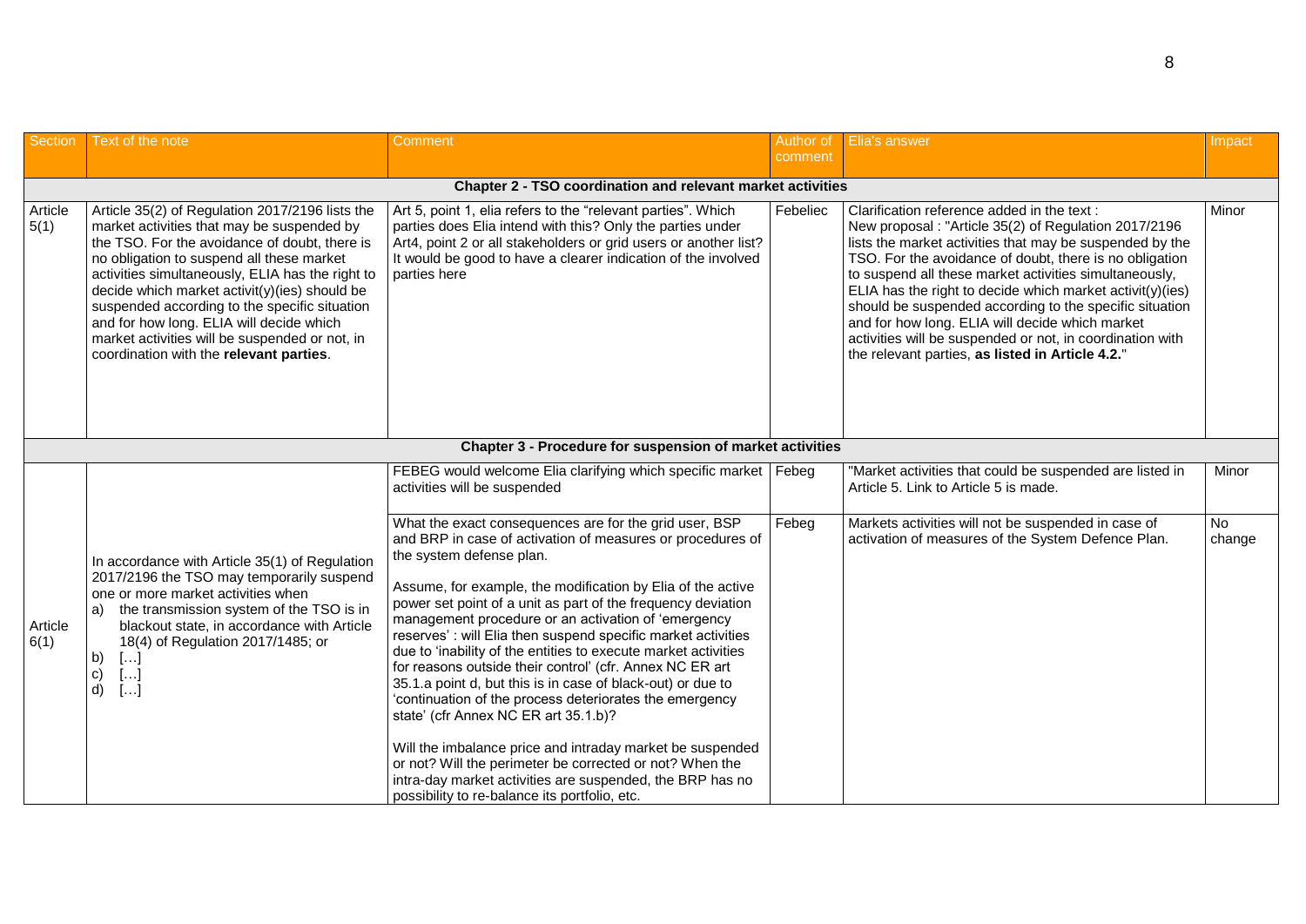| Section | Text of the note | Comment | Author of comment | Elia's answer | Impact |
|---|---|---|---|---|---|
| **Chapter 2 - TSO coordination and relevant market activities** | | | | | |
| Article 5(1) | Article 35(2) of Regulation 2017/2196 lists the market activities that may be suspended by the TSO. For the avoidance of doubt, there is no obligation to suspend all these market activities simultaneously, ELIA has the right to decide which market activit(y)(ies) should be suspended according to the specific situation and for how long. ELIA will decide which market activities will be suspended or not, in coordination with the **relevant parties**. | Art 5, point 1, elia refers to the "relevant parties". Which parties does Elia intend with this? Only the parties under Art4, point 2 or all stakeholders or grid users or another list? It would be good to have a clearer indication of the involved parties here | Febeliec | Clarification reference added in the text :<br>New proposal : "Article 35(2) of Regulation 2017/2196 lists the market activities that may be suspended by the TSO. For the avoidance of doubt, there is no obligation to suspend all these market activities simultaneously, ELIA has the right to decide which market activit(y)(ies) should be suspended according to the specific situation and for how long. ELIA will decide which market activities will be suspended or not, in coordination with the relevant parties, **as listed in Article 4.2.**" | Minor |
| **Chapter 3 - Procedure for suspension of market activities** | | | | | |
| Article 6(1) | In accordance with Article 35(1) of Regulation 2017/2196 the TSO may temporarily suspend one or more market activities when<br>a) the transmission system of the TSO is in blackout state, in accordance with Article 18(4) of Regulation 2017/1485; or<br>b) […]<br>c) […]<br>d) […] | FEBEG would welcome Elia clarifying which specific market activities will be suspended | Febeg | "Market activities that could be suspended are listed in Article 5. Link to Article 5 is made. | Minor |
| | | What the exact consequences are for the grid user, BSP and BRP in case of activation of measures or procedures of the system defense plan.<br><br>Assume, for example, the modification by Elia of the active power set point of a unit as part of the frequency deviation management procedure or an activation of 'emergency reserves' : will Elia then suspend specific market activities due to 'inability of the entities to execute market activities for reasons outside their control' (cfr. Annex NC ER art 35.1.a point d, but this is in case of black-out) or due to 'continuation of the process deteriorates the emergency state' (cfr Annex NC ER art 35.1.b)?<br><br>Will the imbalance price and intraday market be suspended or not? Will the perimeter be corrected or not? When the intra-day market activities are suspended, the BRP has no possibility to re-balance its portfolio, etc. | Febeg | Markets activities will not be suspended in case of activation of measures of the System Defence Plan. | No change |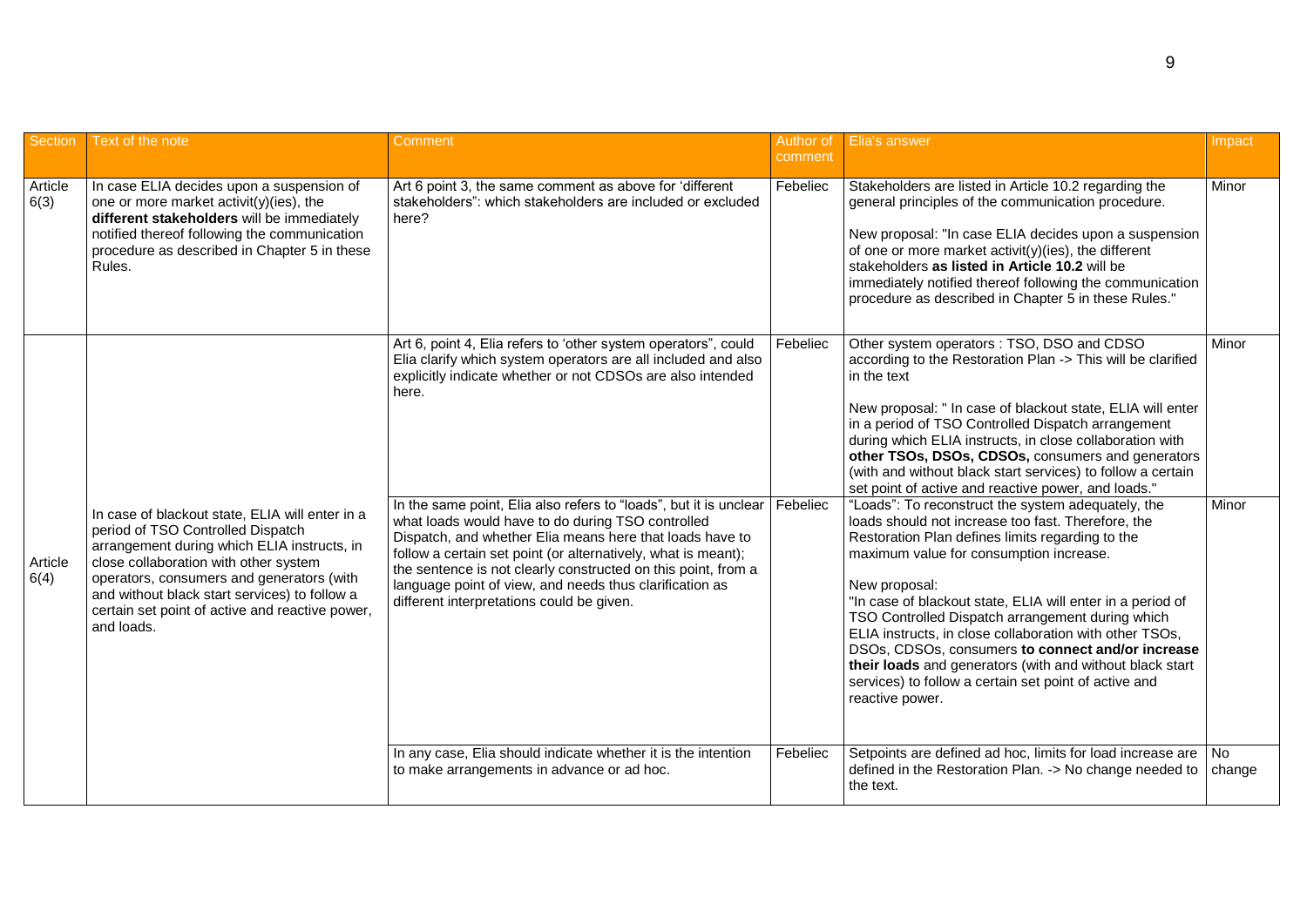| Section | Text of the note | Comment | Author of comment | Elia's answer | Impact |
|---|---|---|---|---|---|
| Article 6(3) | In case ELIA decides upon a suspension of one or more market activit(y)(ies), the **different stakeholders** will be immediately notified thereof following the communication procedure as described in Chapter 5 in these Rules. | Art 6 point 3, the same comment as above for 'different stakeholders": which stakeholders are included or excluded here? | Febeliec | Stakeholders are listed in Article 10.2 regarding the general principles of the communication procedure.<br><br>New proposal: "In case ELIA decides upon a suspension of one or more market activit(y)(ies), the different stakeholders **as listed in Article 10.2** will be immediately notified thereof following the communication procedure as described in Chapter 5 in these Rules." | Minor |
| Article 6(4) | In case of blackout state, ELIA will enter in a period of TSO Controlled Dispatch arrangement during which ELIA instructs, in close collaboration with other system operators, consumers and generators (with and without black start services) to follow a certain set point of active and reactive power, and loads. | Art 6, point 4, Elia refers to 'other system operators", could Elia clarify which system operators are all included and also explicitly indicate whether or not CDSOs are also intended here. | Febeliec | Other system operators : TSO, DSO and CDSO according to the Restoration Plan -> This will be clarified in the text<br><br>New proposal: " In case of blackout state, ELIA will enter in a period of TSO Controlled Dispatch arrangement during which ELIA instructs, in close collaboration with **other TSOs, DSOs, CDSOs,** consumers and generators (with and without black start services) to follow a certain set point of active and reactive power, and loads." | Minor |
| | | In the same point, Elia also refers to "loads", but it is unclear what loads would have to do during TSO controlled Dispatch, and whether Elia means here that loads have to follow a certain set point (or alternatively, what is meant); the sentence is not clearly constructed on this point, from a language point of view, and needs thus clarification as different interpretations could be given. | Febeliec | "Loads": To reconstruct the system adequately, the loads should not increase too fast. Therefore, the Restoration Plan defines limits regarding to the maximum value for consumption increase.<br><br>New proposal:<br>"In case of blackout state, ELIA will enter in a period of TSO Controlled Dispatch arrangement during which ELIA instructs, in close collaboration with other TSOs, DSOs, CDSOs, consumers **to connect and/or increase their loads** and generators (with and without black start services) to follow a certain set point of active and reactive power. | Minor |
| | | In any case, Elia should indicate whether it is the intention to make arrangements in advance or ad hoc. | Febeliec | Setpoints are defined ad hoc, limits for load increase are defined in the Restoration Plan. -> No change needed to the text. | No change |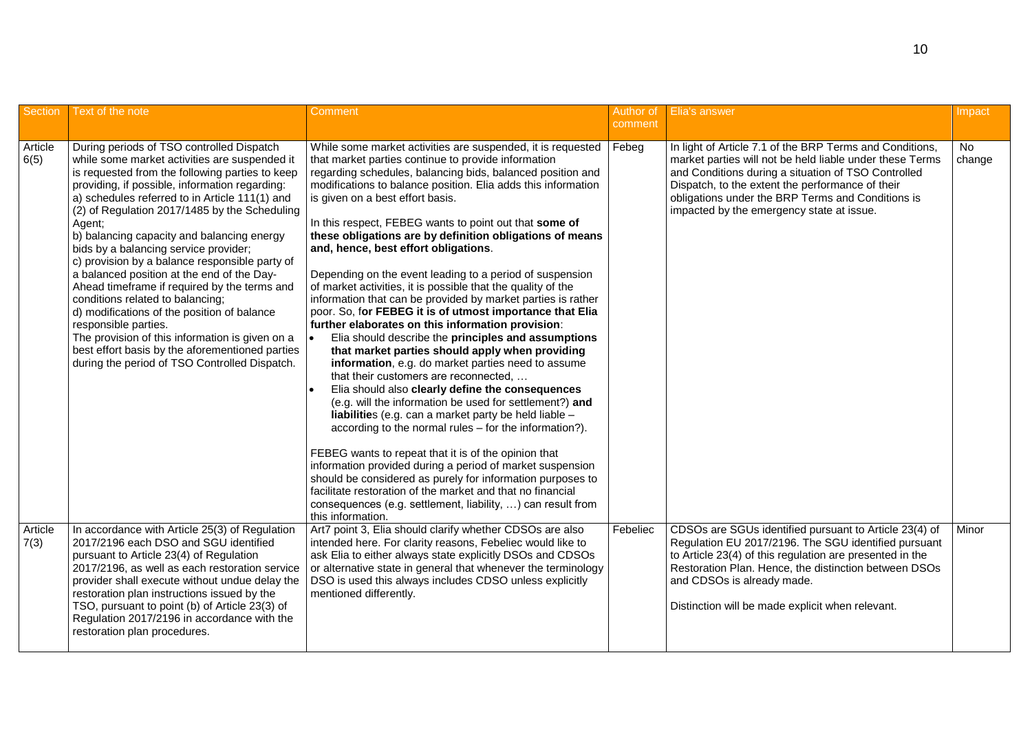| Section | Text of the note | Comment | Author of comment | Elia's answer | Impact |
|---|---|---|---|---|---|
| Article 6(5) | During periods of TSO controlled Dispatch while some market activities are suspended it is requested from the following parties to keep providing, if possible, information regarding:<br>a) schedules referred to in Article 111(1) and (2) of Regulation 2017/1485 by the Scheduling Agent;<br>b) balancing capacity and balancing energy bids by a balancing service provider;<br>c) provision by a balance responsible party of a balanced position at the end of the Day-Ahead timeframe if required by the terms and conditions related to balancing;<br>d) modifications of the position of balance responsible parties.<br>The provision of this information is given on a best effort basis by the aforementioned parties during the period of TSO Controlled Dispatch. | While some market activities are suspended, it is requested that market parties continue to provide information regarding schedules, balancing bids, balanced position and modifications to balance position. Elia adds this information is given on a best effort basis.<br><br>In this respect, FEBEG wants to point out that **some of these obligations are by definition obligations of means and, hence, best effort obligations**.<br><br>Depending on the event leading to a period of suspension of market activities, it is possible that the quality of the information that can be provided by market parties is rather poor. So, f**or FEBEG it is of utmost importance that Elia further elaborates on this information provision**:<br>• Elia should describe the **principles and assumptions that market parties should apply when providing information**, e.g. do market parties need to assume that their customers are reconnected, …<br>• Elia should also **clearly define the consequences** (e.g. will the information be used for settlement?) **and liabilitie**s (e.g. can a market party be held liable – according to the normal rules – for the information?).<br><br>FEBEG wants to repeat that it is of the opinion that information provided during a period of market suspension should be considered as purely for information purposes to facilitate restoration of the market and that no financial consequences (e.g. settlement, liability, …) can result from this information. | Febeg | In light of Article 7.1 of the BRP Terms and Conditions, market parties will not be held liable under these Terms and Conditions during a situation of TSO Controlled Dispatch, to the extent the performance of their obligations under the BRP Terms and Conditions is impacted by the emergency state at issue. | No change |
| Article 7(3) | In accordance with Article 25(3) of Regulation 2017/2196 each DSO and SGU identified pursuant to Article 23(4) of Regulation 2017/2196, as well as each restoration service provider shall execute without undue delay the restoration plan instructions issued by the TSO, pursuant to point (b) of Article 23(3) of Regulation 2017/2196 in accordance with the restoration plan procedures. | Art7 point 3, Elia should clarify whether CDSOs are also intended here. For clarity reasons, Febeliec would like to ask Elia to either always state explicitly DSOs and CDSOs or alternative state in general that whenever the terminology DSO is used this always includes CDSO unless explicitly mentioned differently. | Febeliec | CDSOs are SGUs identified pursuant to Article 23(4) of Regulation EU 2017/2196. The SGU identified pursuant to Article 23(4) of this regulation are presented in the Restoration Plan. Hence, the distinction between DSOs and CDSOs is already made.<br><br>Distinction will be made explicit when relevant. | Minor |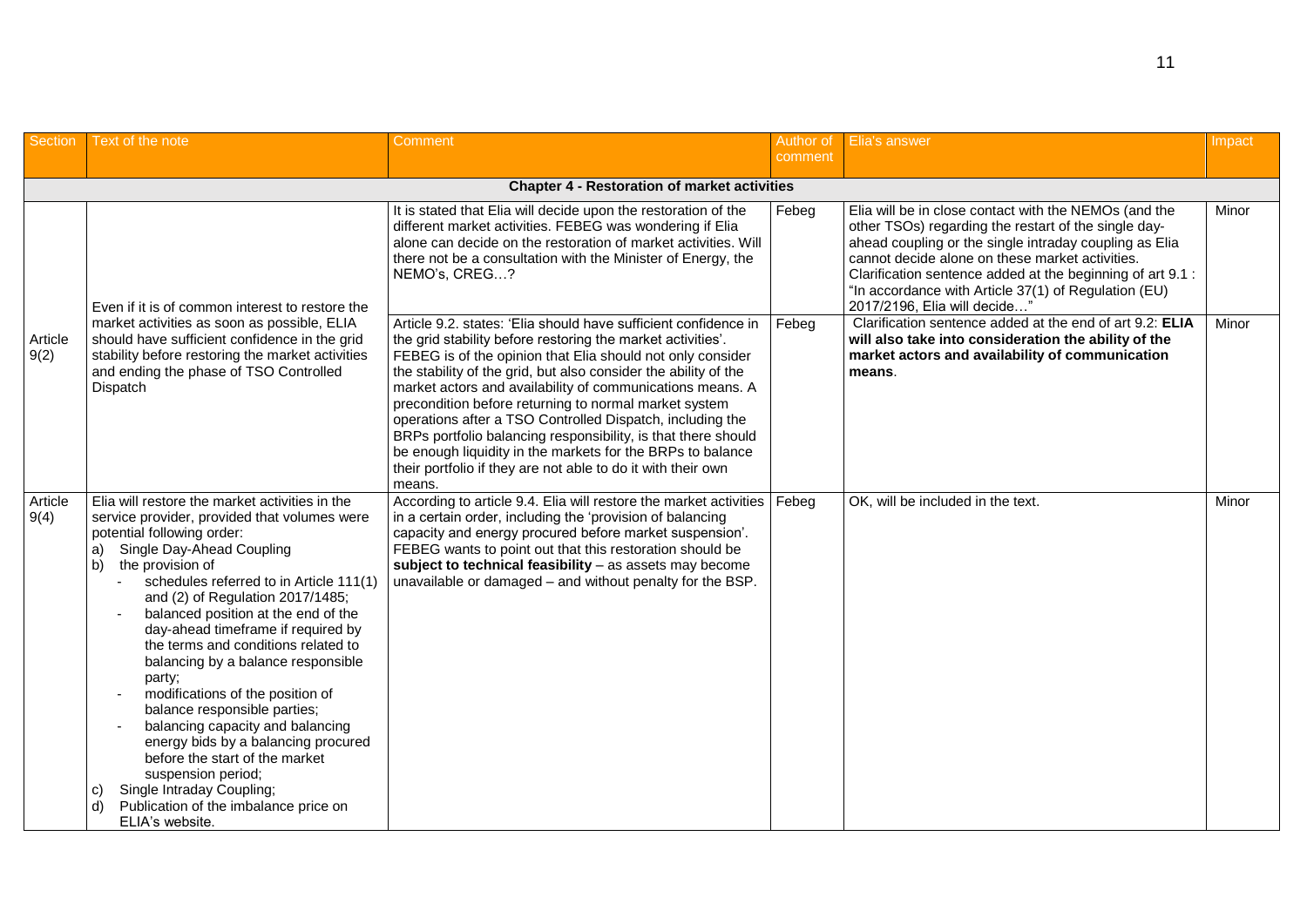| Section | Text of the note | Comment | Author of comment | Elia's answer | Impact |
|---|---|---|---|---|---|
| **Chapter 4 - Restoration of market activities** | | | | | |
| Article 9(2) | Even if it is of common interest to restore the market activities as soon as possible, ELIA should have sufficient confidence in the grid stability before restoring the market activities and ending the phase of TSO Controlled Dispatch | It is stated that Elia will decide upon the restoration of the different market activities. FEBEG was wondering if Elia alone can decide on the restoration of market activities. Will there not be a consultation with the Minister of Energy, the NEMO's, CREG…? | Febeg | Elia will be in close contact with the NEMOs (and the other TSOs) regarding the restart of the single day-ahead coupling or the single intraday coupling as Elia cannot decide alone on these market activities. Clarification sentence added at the beginning of art 9.1 : "In accordance with Article 37(1) of Regulation (EU) 2017/2196, Elia will decide…" | Minor |
| | | Article 9.2. states: 'Elia should have sufficient confidence in the grid stability before restoring the market activities'. FEBEG is of the opinion that Elia should not only consider the stability of the grid, but also consider the ability of the market actors and availability of communications means. A precondition before returning to normal market system operations after a TSO Controlled Dispatch, including the BRPs portfolio balancing responsibility, is that there should be enough liquidity in the markets for the BRPs to balance their portfolio if they are not able to do it with their own means. | Febeg | Clarification sentence added at the end of art 9.2: **ELIA will also take into consideration the ability of the market actors and availability of communication means**. | Minor |
| Article 9(4) | Elia will restore the market activities in the service provider, provided that volumes were potential following order:<br>a) Single Day-Ahead Coupling<br>b) the provision of<br>- schedules referred to in Article 111(1) and (2) of Regulation 2017/1485;<br>- balanced position at the end of the day-ahead timeframe if required by the terms and conditions related to balancing by a balance responsible party;<br>- modifications of the position of balance responsible parties;<br>- balancing capacity and balancing energy bids by a balancing procured before the start of the market suspension period;<br>c) Single Intraday Coupling;<br>d) Publication of the imbalance price on ELIA's website. | According to article 9.4. Elia will restore the market activities in a certain order, including the 'provision of balancing capacity and energy procured before market suspension'. FEBEG wants to point out that this restoration should be **subject to technical feasibility** – as assets may become unavailable or damaged – and without penalty for the BSP. | Febeg | OK, will be included in the text. | Minor |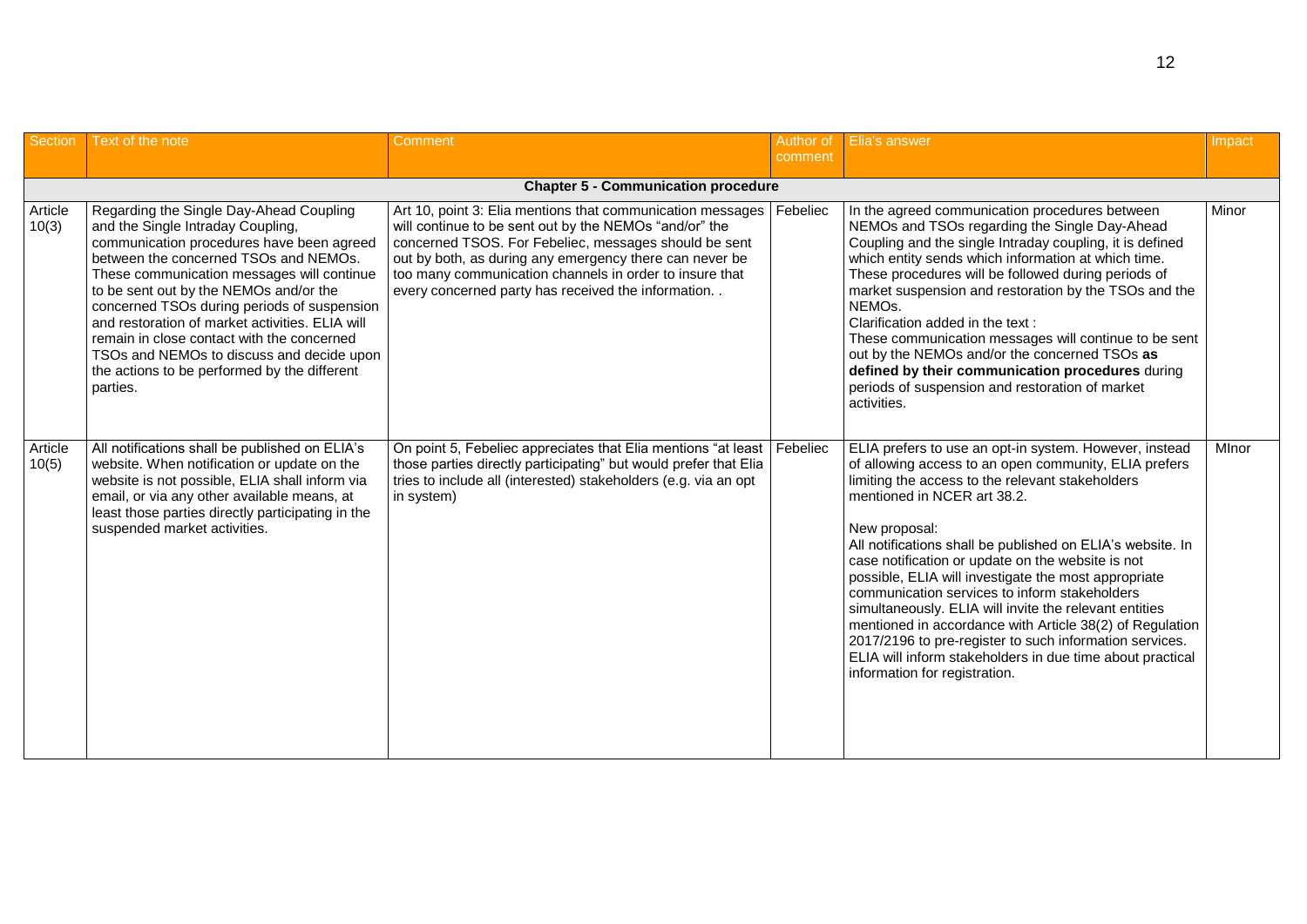| Section | Text of the note | Comment | Author of comment | Elia's answer | Impact |
|---|---|---|---|---|---|
| **Chapter 5 - Communication procedure** | | | | | |
| Article 10(3) | Regarding the Single Day-Ahead Coupling and the Single Intraday Coupling, communication procedures have been agreed between the concerned TSOs and NEMOs. These communication messages will continue to be sent out by the NEMOs and/or the concerned TSOs during periods of suspension and restoration of market activities. ELIA will remain in close contact with the concerned TSOs and NEMOs to discuss and decide upon the actions to be performed by the different parties. | Art 10, point 3: Elia mentions that communication messages will continue to be sent out by the NEMOs "and/or" the concerned TSOS. For Febeliec, messages should be sent out by both, as during any emergency there can never be too many communication channels in order to insure that every concerned party has received the information. . | Febeliec | In the agreed communication procedures between NEMOs and TSOs regarding the Single Day-Ahead Coupling and the single Intraday coupling, it is defined which entity sends which information at which time. These procedures will be followed during periods of market suspension and restoration by the TSOs and the NEMOs.<br>Clarification added in the text :<br>These communication messages will continue to be sent out by the NEMOs and/or the concerned TSOs **as defined by their communication procedures** during periods of suspension and restoration of market activities. | Minor |
| Article 10(5) | All notifications shall be published on ELIA's website. When notification or update on the website is not possible, ELIA shall inform via email, or via any other available means, at least those parties directly participating in the suspended market activities. | On point 5, Febeliec appreciates that Elia mentions "at least those parties directly participating" but would prefer that Elia tries to include all (interested) stakeholders (e.g. via an opt in system) | Febeliec | ELIA prefers to use an opt-in system. However, instead of allowing access to an open community, ELIA prefers limiting the access to the relevant stakeholders mentioned in NCER art 38.2.<br><br>New proposal:<br>All notifications shall be published on ELIA's website. In case notification or update on the website is not possible, ELIA will investigate the most appropriate communication services to inform stakeholders simultaneously. ELIA will invite the relevant entities mentioned in accordance with Article 38(2) of Regulation 2017/2196 to pre-register to such information services. ELIA will inform stakeholders in due time about practical information for registration. | MInor |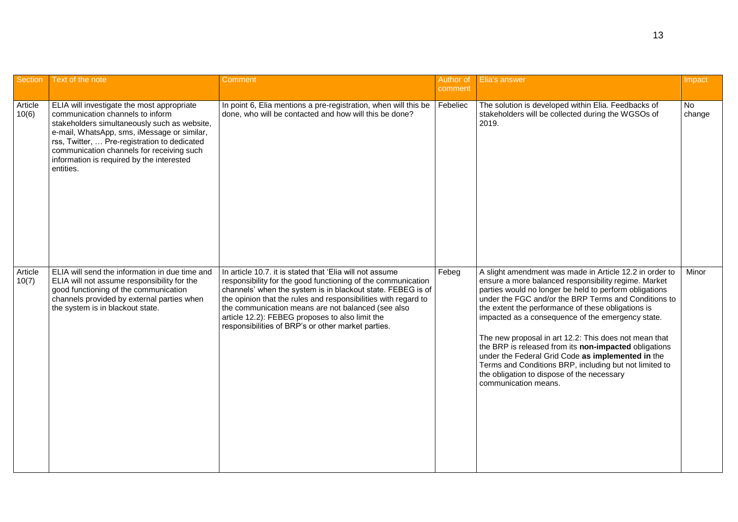| Section | Text of the note | Comment | Author of comment | Elia's answer | Impact |
|---|---|---|---|---|---|
| Article 10(6) | ELIA will investigate the most appropriate communication channels to inform stakeholders simultaneously such as website, e-mail, WhatsApp, sms, iMessage or similar, rss, Twitter, … Pre-registration to dedicated communication channels for receiving such information is required by the interested entities. | In point 6, Elia mentions a pre-registration, when will this be done, who will be contacted and how will this be done? | Febeliec | The solution is developed within Elia. Feedbacks of stakeholders will be collected during the WGSOs of 2019. | No change |
| Article 10(7) | ELIA will send the information in due time and ELIA will not assume responsibility for the good functioning of the communication channels provided by external parties when the system is in blackout state. | In article 10.7. it is stated that 'Elia will not assume responsibility for the good functioning of the communication channels' when the system is in blackout state. FEBEG is of the opinion that the rules and responsibilities with regard to the communication means are not balanced (see also article 12.2): FEBEG proposes to also limit the responsibilities of BRP's or other market parties. | Febeg | A slight amendment was made in Article 12.2 in order to ensure a more balanced responsibility regime. Market parties would no longer be held to perform obligations under the FGC and/or the BRP Terms and Conditions to the extent the performance of these obligations is impacted as a consequence of the emergency state.<br><br>The new proposal in art 12.2: This does not mean that the BRP is released from its **non-impacted** obligations under the Federal Grid Code **as implemented in** the Terms and Conditions BRP, including but not limited to the obligation to dispose of the necessary communication means. | Minor |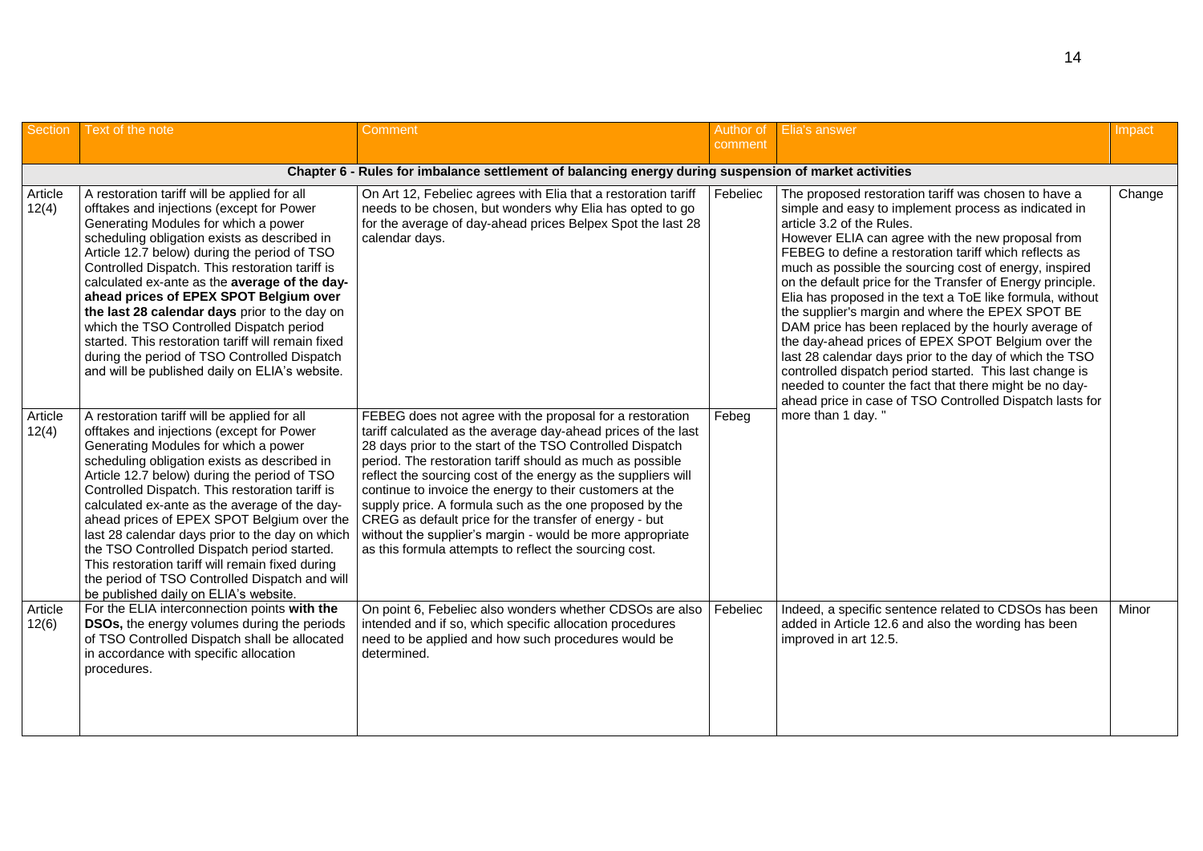| Section | Text of the note | Comment | Author of comment | Elia's answer | Impact |
|---|---|---|---|---|---|
| **Chapter 6 - Rules for imbalance settlement of balancing energy during suspension of market activities** | | | | | |
| Article 12(4) | A restoration tariff will be applied for all offtakes and injections (except for Power Generating Modules for which a power scheduling obligation exists as described in Article 12.7 below) during the period of TSO Controlled Dispatch. This restoration tariff is calculated ex-ante as the **average of the day-ahead prices of EPEX SPOT Belgium over the last 28 calendar days** prior to the day on which the TSO Controlled Dispatch period started. This restoration tariff will remain fixed during the period of TSO Controlled Dispatch and will be published daily on ELIA's website. | On Art 12, Febeliec agrees with Elia that a restoration tariff needs to be chosen, but wonders why Elia has opted to go for the average of day-ahead prices Belpex Spot the last 28 calendar days. | Febeliec | The proposed restoration tariff was chosen to have a simple and easy to implement process as indicated in article 3.2 of the Rules. However ELIA can agree with the new proposal from FEBEG to define a restoration tariff which reflects as much as possible the sourcing cost of energy, inspired on the default price for the Transfer of Energy principle. Elia has proposed in the text a ToE like formula, without the supplier's margin and where the EPEX SPOT BE DAM price has been replaced by the hourly average of the day-ahead prices of EPEX SPOT Belgium over the last 28 calendar days prior to the day of which the TSO controlled dispatch period started. This last change is needed to counter the fact that there might be no day-ahead price in case of TSO Controlled Dispatch lasts for more than 1 day. " | Change |
| Article 12(4) | A restoration tariff will be applied for all offtakes and injections (except for Power Generating Modules for which a power scheduling obligation exists as described in Article 12.7 below) during the period of TSO Controlled Dispatch. This restoration tariff is calculated ex-ante as the average of the day-ahead prices of EPEX SPOT Belgium over the last 28 calendar days prior to the day on which the TSO Controlled Dispatch period started. This restoration tariff will remain fixed during the period of TSO Controlled Dispatch and will be published daily on ELIA's website. | FEBEG does not agree with the proposal for a restoration tariff calculated as the average day-ahead prices of the last 28 days prior to the start of the TSO Controlled Dispatch period. The restoration tariff should as much as possible reflect the sourcing cost of the energy as the suppliers will continue to invoice the energy to their customers at the supply price. A formula such as the one proposed by the CREG as default price for the transfer of energy - but without the supplier's margin - would be more appropriate as this formula attempts to reflect the sourcing cost. | Febeg | | |
| Article 12(6) | For the ELIA interconnection points **with the DSOs,** the energy volumes during the periods of TSO Controlled Dispatch shall be allocated in accordance with specific allocation procedures. | On point 6, Febeliec also wonders whether CDSOs are also intended and if so, which specific allocation procedures need to be applied and how such procedures would be determined. | Febeliec | Indeed, a specific sentence related to CDSOs has been added in Article 12.6 and also the wording has been improved in art 12.5. | Minor |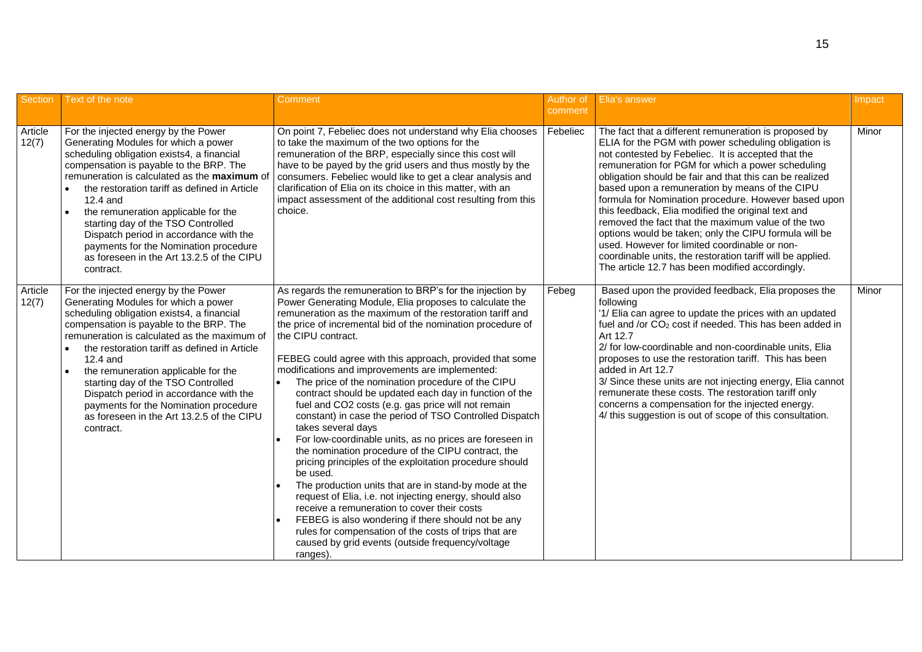| Section | Text of the note | Comment | Author of comment | Elia's answer | Impact |
|---|---|---|---|---|---|
| Article 12(7) | For the injected energy by the Power Generating Modules for which a power scheduling obligation exists4, a financial compensation is payable to the BRP. The remuneration is calculated as the **maximum** of<br>• the restoration tariff as defined in Article 12.4 and<br>• the remuneration applicable for the starting day of the TSO Controlled Dispatch period in accordance with the payments for the Nomination procedure as foreseen in the Art 13.2.5 of the CIPU contract. | On point 7, Febeliec does not understand why Elia chooses to take the maximum of the two options for the remuneration of the BRP, especially since this cost will have to be payed by the grid users and thus mostly by the consumers. Febeliec would like to get a clear analysis and clarification of Elia on its choice in this matter, with an impact assessment of the additional cost resulting from this choice. | Febeliec | The fact that a different remuneration is proposed by ELIA for the PGM with power scheduling obligation is not contested by Febeliec. It is accepted that the remuneration for PGM for which a power scheduling obligation should be fair and that this can be realized based upon a remuneration by means of the CIPU formula for Nomination procedure. However based upon this feedback, Elia modified the original text and removed the fact that the maximum value of the two options would be taken; only the CIPU formula will be used. However for limited coordinable or non-coordinable units, the restoration tariff will be applied. The article 12.7 has been modified accordingly. | Minor |
| Article 12(7) | For the injected energy by the Power Generating Modules for which a power scheduling obligation exists4, a financial compensation is payable to the BRP. The remuneration is calculated as the maximum of<br>• the restoration tariff as defined in Article 12.4 and<br>• the remuneration applicable for the starting day of the TSO Controlled Dispatch period in accordance with the payments for the Nomination procedure as foreseen in the Art 13.2.5 of the CIPU contract. | As regards the remuneration to BRP's for the injection by Power Generating Module, Elia proposes to calculate the remuneration as the maximum of the restoration tariff and the price of incremental bid of the nomination procedure of the CIPU contract.<br><br>FEBEG could agree with this approach, provided that some modifications and improvements are implemented:<br>• The price of the nomination procedure of the CIPU contract should be updated each day in function of the fuel and CO2 costs (e.g. gas price will not remain constant) in case the period of TSO Controlled Dispatch takes several days<br>• For low-coordinable units, as no prices are foreseen in the nomination procedure of the CIPU contract, the pricing principles of the exploitation procedure should be used.<br>• The production units that are in stand-by mode at the request of Elia, i.e. not injecting energy, should also receive a remuneration to cover their costs<br>• FEBEG is also wondering if there should not be any rules for compensation of the costs of trips that are caused by grid events (outside frequency/voltage ranges). | Febeg | Based upon the provided feedback, Elia proposes the following<br>'1/ Elia can agree to update the prices with an updated fuel and /or $CO_2$ cost if needed. This has been added in Art 12.7<br>2/ for low-coordinable and non-coordinable units, Elia proposes to use the restoration tariff. This has been added in Art 12.7<br>3/ Since these units are not injecting energy, Elia cannot remunerate these costs. The restoration tariff only concerns a compensation for the injected energy.<br>4/ this suggestion is out of scope of this consultation. | Minor |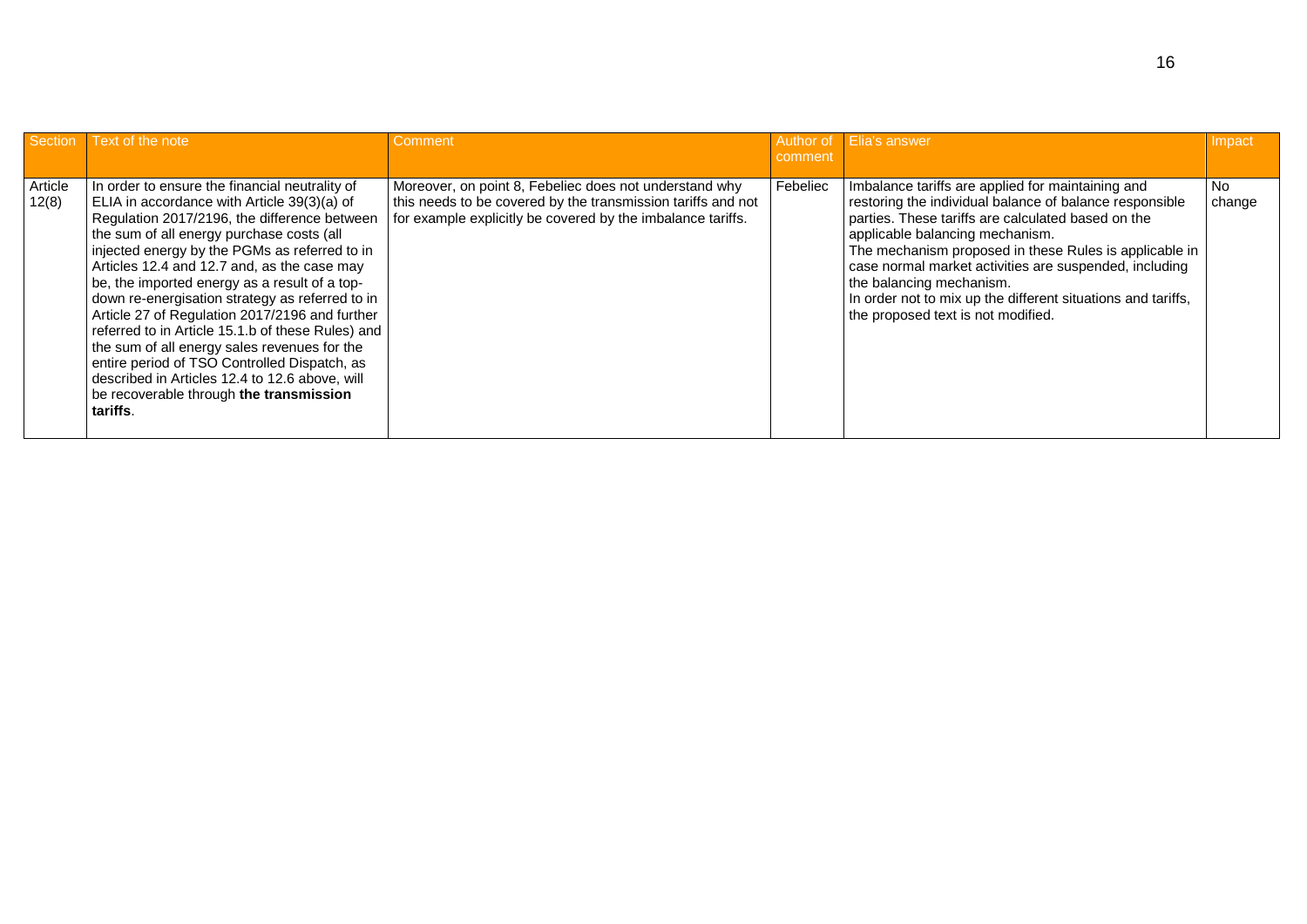| Section | Text of the note | Comment | Author of comment | Elia's answer | Impact |
|---|---|---|---|---|---|
| Article 12(8) | In order to ensure the financial neutrality of ELIA in accordance with Article 39(3)(a) of Regulation 2017/2196, the difference between the sum of all energy purchase costs (all injected energy by the PGMs as referred to in Articles 12.4 and 12.7 and, as the case may be, the imported energy as a result of a top-down re-energisation strategy as referred to in Article 27 of Regulation 2017/2196 and further referred to in Article 15.1.b of these Rules) and the sum of all energy sales revenues for the entire period of TSO Controlled Dispatch, as described in Articles 12.4 to 12.6 above, will be recoverable through **the transmission tariffs**. | Moreover, on point 8, Febeliec does not understand why this needs to be covered by the transmission tariffs and not for example explicitly be covered by the imbalance tariffs. | Febeliec | Imbalance tariffs are applied for maintaining and restoring the individual balance of balance responsible parties. These tariffs are calculated based on the applicable balancing mechanism.<br>The mechanism proposed in these Rules is applicable in case normal market activities are suspended, including the balancing mechanism.<br>In order not to mix up the different situations and tariffs, the proposed text is not modified. | No change |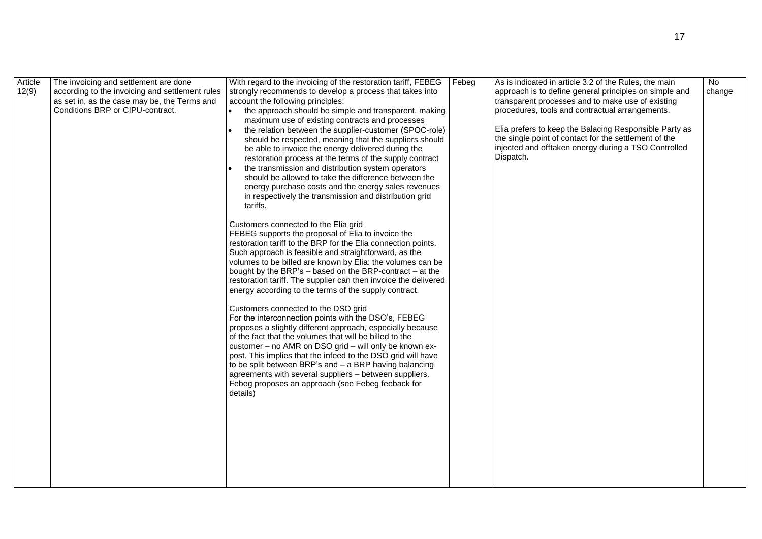| Article 12(9) | The invoicing and settlement are done according to the invoicing and settlement rules as set in, as the case may be, the Terms and Conditions BRP or CIPU-contract. | With regard to the invoicing of the restoration tariff, FEBEG strongly recommends to develop a process that takes into account the following principles:<br>• the approach should be simple and transparent, making maximum use of existing contracts and processes<br>• the relation between the supplier-customer (SPOC-role) should be respected, meaning that the suppliers should be able to invoice the energy delivered during the restoration process at the terms of the supply contract<br>• the transmission and distribution system operators should be allowed to take the difference between the energy purchase costs and the energy sales revenues in respectively the transmission and distribution grid tariffs.<br><br>Customers connected to the Elia grid<br>FEBEG supports the proposal of Elia to invoice the restoration tariff to the BRP for the Elia connection points. Such approach is feasible and straightforward, as the volumes to be billed are known by Elia: the volumes can be bought by the BRP's – based on the BRP-contract – at the restoration tariff. The supplier can then invoice the delivered energy according to the terms of the supply contract.<br><br>Customers connected to the DSO grid<br>For the interconnection points with the DSO's, FEBEG proposes a slightly different approach, especially because of the fact that the volumes that will be billed to the customer – no AMR on DSO grid – will only be known ex-post. This implies that the infeed to the DSO grid will have to be split between BRP's and – a BRP having balancing agreements with several suppliers – between suppliers. Febeg proposes an approach (see Febeg feeback for details) | Febeg | As is indicated in article 3.2 of the Rules, the main approach is to define general principles on simple and transparent processes and to make use of existing procedures, tools and contractual arrangements.<br><br>Elia prefers to keep the Balacing Responsible Party as the single point of contact for the settlement of the injected and offtaken energy during a TSO Controlled Dispatch. | No change |
|---|---|---|---|---|---|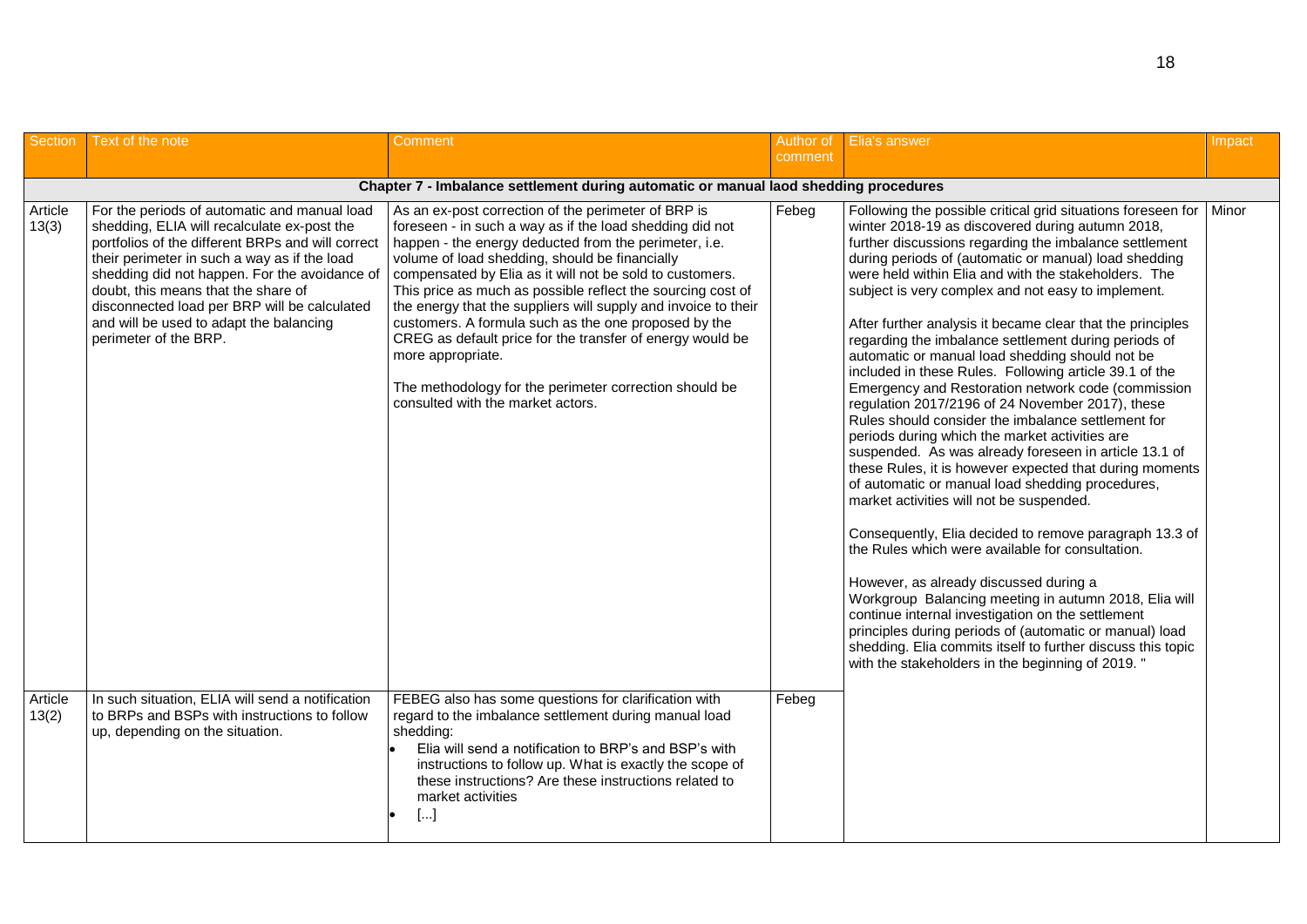| Section | Text of the note | Comment | Author of comment | Elia's answer | Impact |
|---|---|---|---|---|---|
| **Chapter 7 - Imbalance settlement during automatic or manual laod shedding procedures** | | | | | |
| Article 13(3) | For the periods of automatic and manual load shedding, ELIA will recalculate ex-post the portfolios of the different BRPs and will correct their perimeter in such a way as if the load shedding did not happen. For the avoidance of doubt, this means that the share of disconnected load per BRP will be calculated and will be used to adapt the balancing perimeter of the BRP. | As an ex-post correction of the perimeter of BRP is foreseen - in such a way as if the load shedding did not happen - the energy deducted from the perimeter, i.e. volume of load shedding, should be financially compensated by Elia as it will not be sold to customers. This price as much as possible reflect the sourcing cost of the energy that the suppliers will supply and invoice to their customers. A formula such as the one proposed by the CREG as default price for the transfer of energy would be more appropriate.<br><br>The methodology for the perimeter correction should be consulted with the market actors. | Febeg | Following the possible critical grid situations foreseen for winter 2018-19 as discovered during autumn 2018, further discussions regarding the imbalance settlement during periods of (automatic or manual) load shedding were held within Elia and with the stakeholders. The subject is very complex and not easy to implement.<br><br>After further analysis it became clear that the principles regarding the imbalance settlement during periods of automatic or manual load shedding should not be included in these Rules. Following article 39.1 of the Emergency and Restoration network code (commission regulation 2017/2196 of 24 November 2017), these Rules should consider the imbalance settlement for periods during which the market activities are suspended. As was already foreseen in article 13.1 of these Rules, it is however expected that during moments of automatic or manual load shedding procedures, market activities will not be suspended.<br><br>Consequently, Elia decided to remove paragraph 13.3 of the Rules which were available for consultation.<br><br>However, as already discussed during a Workgroup Balancing meeting in autumn 2018, Elia will continue internal investigation on the settlement principles during periods of (automatic or manual) load shedding. Elia commits itself to further discuss this topic with the stakeholders in the beginning of 2019. " | Minor |
| Article 13(2) | In such situation, ELIA will send a notification to BRPs and BSPs with instructions to follow up, depending on the situation. | FEBEG also has some questions for clarification with regard to the imbalance settlement during manual load shedding:<br>• Elia will send a notification to BRP's and BSP's with instructions to follow up. What is exactly the scope of these instructions? Are these instructions related to market activities<br>• [...] | Febeg | | |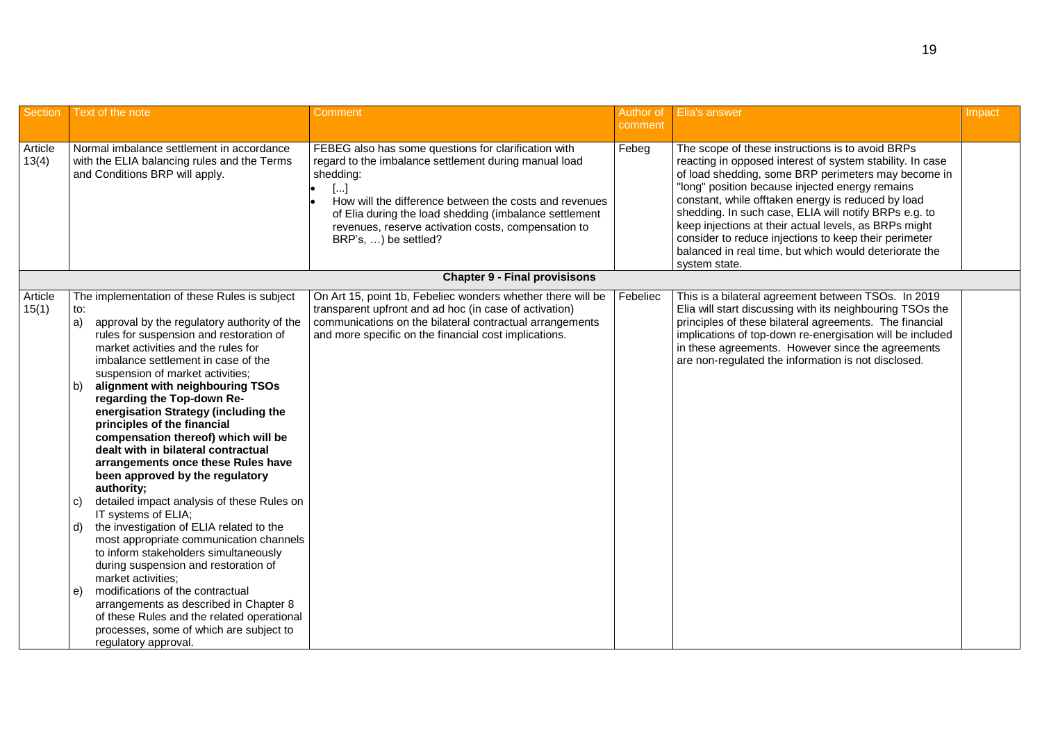| Section | Text of the note | Comment | Author of comment | Elia's answer | Impact |
|---|---|---|---|---|---|
| Article 13(4) | Normal imbalance settlement in accordance with the ELIA balancing rules and the Terms and Conditions BRP will apply. | FEBEG also has some questions for clarification with regard to the imbalance settlement during manual load shedding:<br>• [...]<br>• How will the difference between the costs and revenues of Elia during the load shedding (imbalance settlement revenues, reserve activation costs, compensation to BRP's, …) be settled? | Febeg | The scope of these instructions is to avoid BRPs reacting in opposed interest of system stability. In case of load shedding, some BRP perimeters may become in "long" position because injected energy remains constant, while offtaken energy is reduced by load shedding. In such case, ELIA will notify BRPs e.g. to keep injections at their actual levels, as BRPs might consider to reduce injections to keep their perimeter balanced in real time, but which would deteriorate the system state. | |
| | | **Chapter 9 - Final provisisons** | | | |
| Article 15(1) | The implementation of these Rules is subject to:<br>a) approval by the regulatory authority of the rules for suspension and restoration of market activities and the rules for imbalance settlement in case of the suspension of market activities;<br>b) **alignment with neighbouring TSOs regarding the Top-down Re-energisation Strategy (including the principles of the financial compensation thereof) which will be dealt with in bilateral contractual arrangements once these Rules have been approved by the regulatory authority;**<br>c) detailed impact analysis of these Rules on IT systems of ELIA;<br>d) the investigation of ELIA related to the most appropriate communication channels to inform stakeholders simultaneously during suspension and restoration of market activities;<br>e) modifications of the contractual arrangements as described in Chapter 8 of these Rules and the related operational processes, some of which are subject to regulatory approval. | On Art 15, point 1b, Febeliec wonders whether there will be transparent upfront and ad hoc (in case of activation) communications on the bilateral contractual arrangements and more specific on the financial cost implications. | Febeliec | This is a bilateral agreement between TSOs. In 2019 Elia will start discussing with its neighbouring TSOs the principles of these bilateral agreements. The financial implications of top-down re-energisation will be included in these agreements. However since the agreements are non-regulated the information is not disclosed. | |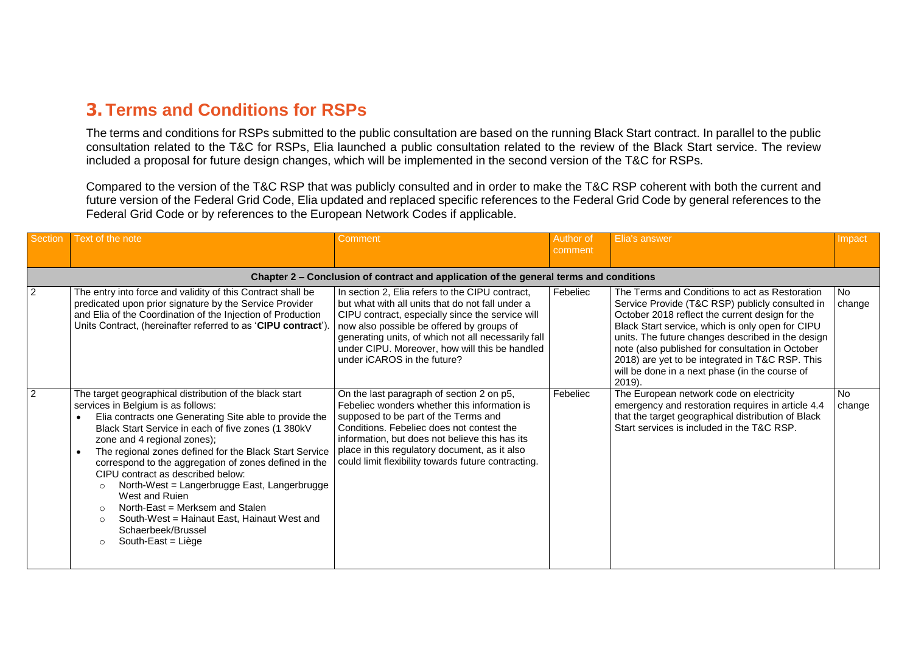# 3. Terms and Conditions for RSPs

The terms and conditions for RSPs submitted to the public consultation are based on the running Black Start contract. In parallel to the public consultation related to the T&C for RSPs, Elia launched a public consultation related to the review of the Black Start service. The review included a proposal for future design changes, which will be implemented in the second version of the T&C for RSPs.

Compared to the version of the T&C RSP that was publicly consulted and in order to make the T&C RSP coherent with both the current and future version of the Federal Grid Code, Elia updated and replaced specific references to the Federal Grid Code by general references to the Federal Grid Code or by references to the European Network Codes if applicable.

| Section | Text of the note | Comment | Author of comment | Elia's answer | Impact |
|---|---|---|---|---|---|
| **Chapter 2 – Conclusion of contract and application of the general terms and conditions** | | | | | |
| 2 | The entry into force and validity of this Contract shall be predicated upon prior signature by the Service Provider and Elia of the Coordination of the Injection of Production Units Contract, (hereinafter referred to as '**CIPU contract**'). | In section 2, Elia refers to the CIPU contract, but what with all units that do not fall under a CIPU contract, especially since the service will now also possible be offered by groups of generating units, of which not all necessarily fall under CIPU. Moreover, how will this be handled under iCAROS in the future? | Febeliec | The Terms and Conditions to act as Restoration Service Provide (T&C RSP) publicly consulted in October 2018 reflect the current design for the Black Start service, which is only open for CIPU units. The future changes described in the design note (also published for consultation in October 2018) are yet to be integrated in T&C RSP. This will be done in a next phase (in the course of 2019). | No change |
| 2 | The target geographical distribution of the black start services in Belgium is as follows:<br>• Elia contracts one Generating Site able to provide the Black Start Service in each of five zones (1 380kV zone and 4 regional zones);<br>• The regional zones defined for the Black Start Service correspond to the aggregation of zones defined in the CIPU contract as described below:<br>○ North-West = Langerbrugge East, Langerbrugge West and Ruien<br>○ North-East = Merksem and Stalen<br>○ South-West = Hainaut East, Hainaut West and Schaerbeek/Brussel<br>○ South-East = Liège | On the last paragraph of section 2 on p5, Febeliec wonders whether this information is supposed to be part of the Terms and Conditions. Febeliec does not contest the information, but does not believe this has its place in this regulatory document, as it also could limit flexibility towards future contracting. | Febeliec | The European network code on electricity emergency and restoration requires in article 4.4 that the target geographical distribution of Black Start services is included in the T&C RSP. | No change |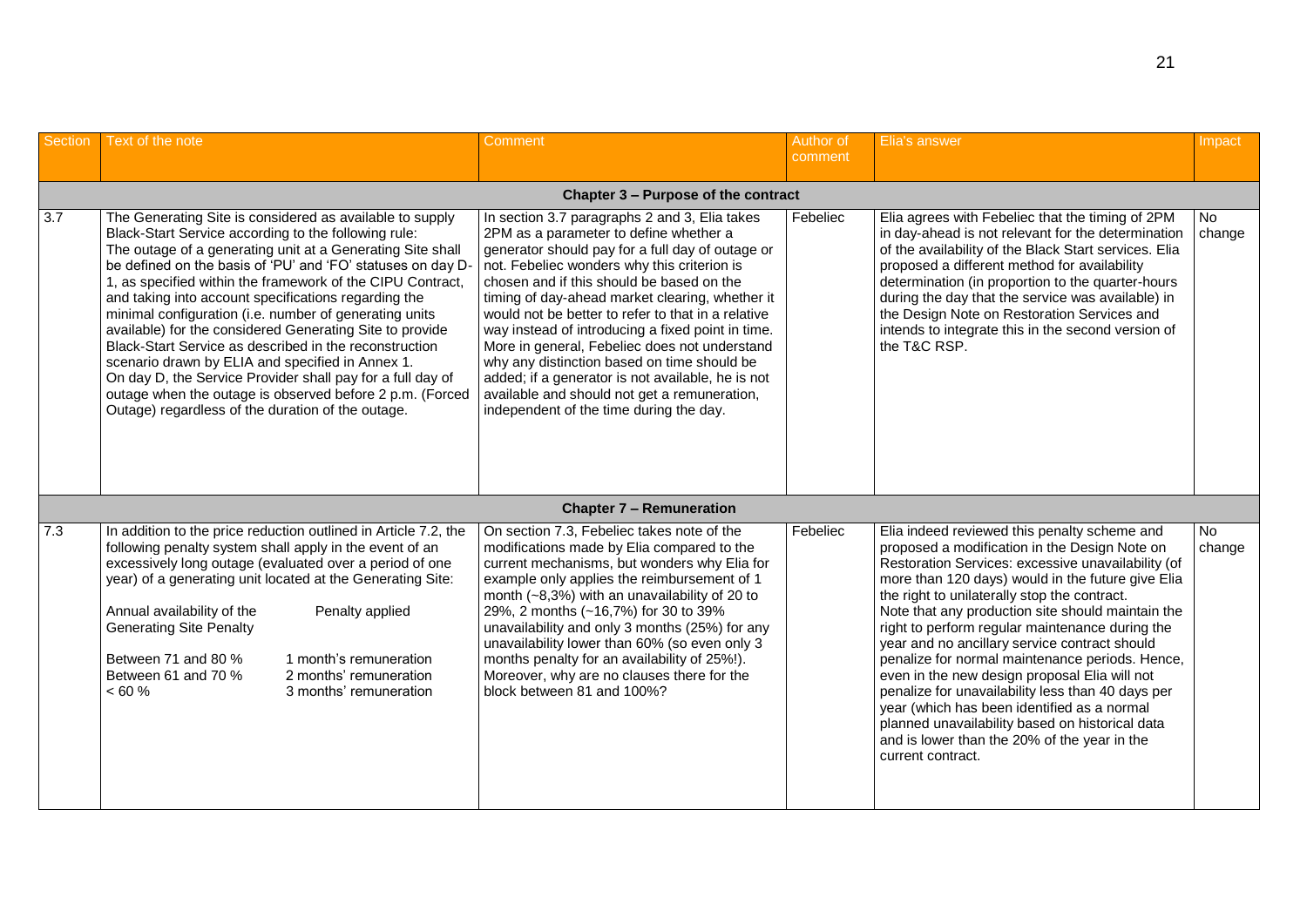| Section | Text of the note | Comment | Author of comment | Elia's answer | Impact |
|---|---|---|---|---|---|
| **Chapter 3 – Purpose of the contract** | | | | | |
| 3.7 | The Generating Site is considered as available to supply Black-Start Service according to the following rule: The outage of a generating unit at a Generating Site shall be defined on the basis of 'PU' and 'FO' statuses on day D-1, as specified within the framework of the CIPU Contract, and taking into account specifications regarding the minimal configuration (i.e. number of generating units available) for the considered Generating Site to provide Black-Start Service as described in the reconstruction scenario drawn by ELIA and specified in Annex 1.<br>On day D, the Service Provider shall pay for a full day of outage when the outage is observed before 2 p.m. (Forced Outage) regardless of the duration of the outage. | In section 3.7 paragraphs 2 and 3, Elia takes 2PM as a parameter to define whether a generator should pay for a full day of outage or not. Febeliec wonders why this criterion is chosen and if this should be based on the timing of day-ahead market clearing, whether it would not be better to refer to that in a relative way instead of introducing a fixed point in time. More in general, Febeliec does not understand why any distinction based on time should be added; if a generator is not available, he is not available and should not get a remuneration, independent of the time during the day. | Febeliec | Elia agrees with Febeliec that the timing of 2PM in day-ahead is not relevant for the determination of the availability of the Black Start services. Elia proposed a different method for availability determination (in proportion to the quarter-hours during the day that the service was available) in the Design Note on Restoration Services and intends to integrate this in the second version of the T&C RSP. | No change |
| **Chapter 7 – Remuneration** | | | | | |
| 7.3 | In addition to the price reduction outlined in Article 7.2, the following penalty system shall apply in the event of an excessively long outage (evaluated over a period of one year) of a generating unit located at the Generating Site:<br><br>Annual availability of the Generating Site — Penalty applied<br><br>Between 71 and 80 % — 1 month's remuneration<br>Between 61 and 70 % — 2 months' remuneration<br>< 60 % — 3 months' remuneration | On section 7.3, Febeliec takes note of the modifications made by Elia compared to the current mechanisms, but wonders why Elia for example only applies the reimbursement of 1 month (~8,3%) with an unavailability of 20 to 29%, 2 months (~16,7%) for 30 to 39% unavailability and only 3 months (25%) for any unavailability lower than 60% (so even only 3 months penalty for an availability of 25%!). Moreover, why are no clauses there for the block between 81 and 100%? | Febeliec | Elia indeed reviewed this penalty scheme and proposed a modification in the Design Note on Restoration Services: excessive unavailability (of more than 120 days) would in the future give Elia the right to unilaterally stop the contract.<br>Note that any production site should maintain the right to perform regular maintenance during the year and no ancillary service contract should penalize for normal maintenance periods. Hence, even in the new design proposal Elia will not penalize for unavailability less than 40 days per year (which has been identified as a normal planned unavailability based on historical data and is lower than the 20% of the year in the current contract. | No change |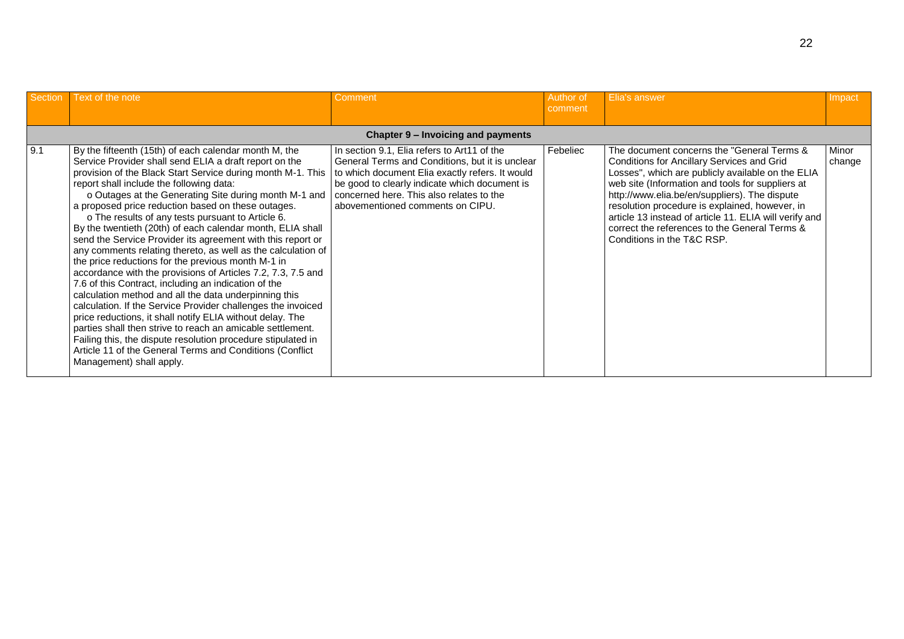| Section | Text of the note | Comment | Author of comment | Elia's answer | Impact |
|---|---|---|---|---|---|
| | | **Chapter 9 – Invoicing and payments** | | | |
| 9.1 | By the fifteenth (15th) of each calendar month M, the Service Provider shall send ELIA a draft report on the provision of the Black Start Service during month M-1. This report shall include the following data:<br>o Outages at the Generating Site during month M-1 and a proposed price reduction based on these outages.<br>o The results of any tests pursuant to Article 6.<br>By the twentieth (20th) of each calendar month, ELIA shall send the Service Provider its agreement with this report or any comments relating thereto, as well as the calculation of the price reductions for the previous month M-1 in accordance with the provisions of Articles 7.2, 7.3, 7.5 and 7.6 of this Contract, including an indication of the calculation method and all the data underpinning this calculation. If the Service Provider challenges the invoiced price reductions, it shall notify ELIA without delay. The parties shall then strive to reach an amicable settlement. Failing this, the dispute resolution procedure stipulated in Article 11 of the General Terms and Conditions (Conflict Management) shall apply. | In section 9.1, Elia refers to Art11 of the General Terms and Conditions, but it is unclear to which document Elia exactly refers. It would be good to clearly indicate which document is concerned here. This also relates to the abovementioned comments on CIPU. | Febeliec | The document concerns the "General Terms & Conditions for Ancillary Services and Grid Losses", which are publicly available on the ELIA web site (Information and tools for suppliers at http://www.elia.be/en/suppliers). The dispute resolution procedure is explained, however, in article 13 instead of article 11. ELIA will verify and correct the references to the General Terms & Conditions in the T&C RSP. | Minor change |